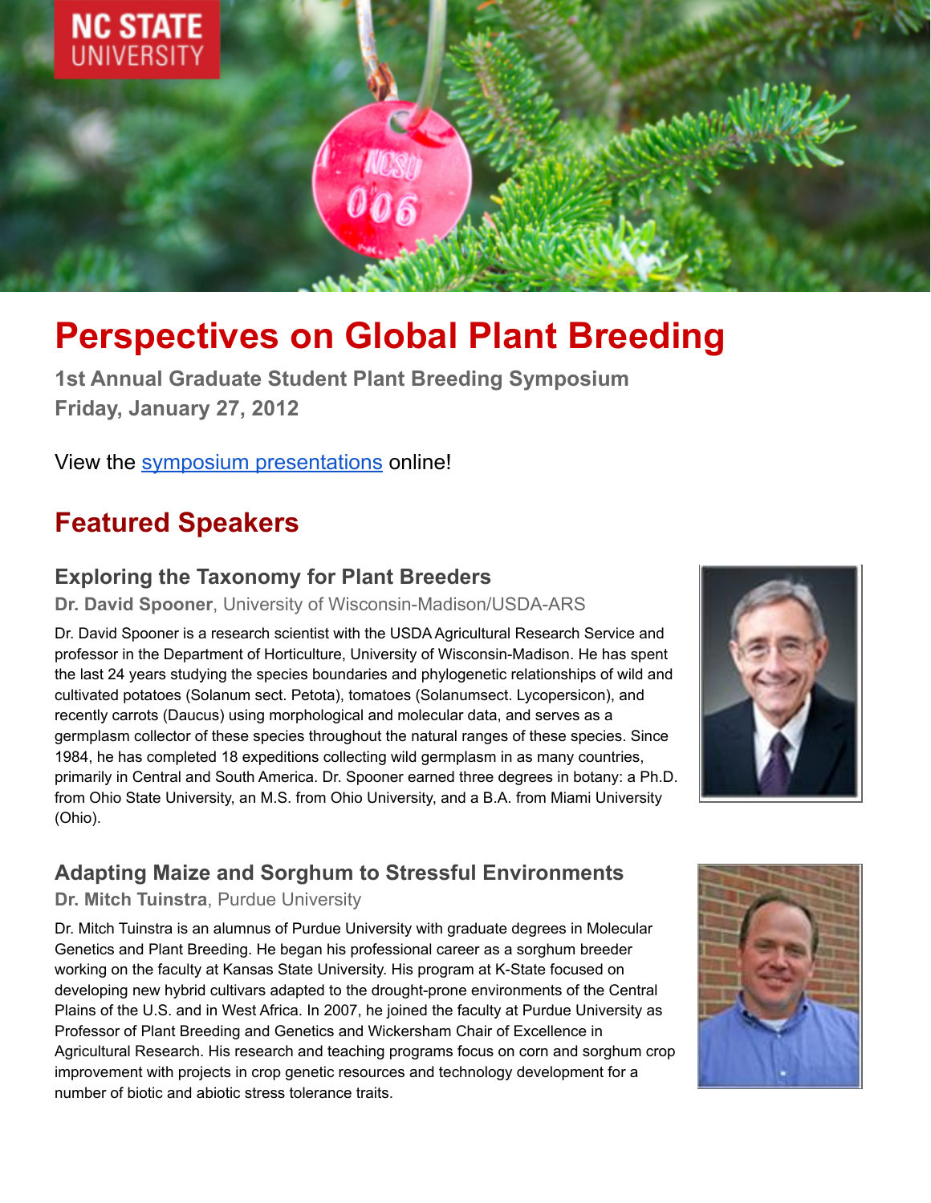# Perspectives on Global Plant Breeding

**1st Annual Graduate Student Plant Breeding Symposium**
**Friday, January 27, 2012**

View the symposium presentations online!

## Featured Speakers

### Exploring the Taxonomy for Plant Breeders

**Dr. David Spooner**, University of Wisconsin-Madison/USDA-ARS

Dr. David Spooner is a research scientist with the USDA Agricultural Research Service and professor in the Department of Horticulture, University of Wisconsin-Madison. He has spent the last 24 years studying the species boundaries and phylogenetic relationships of wild and cultivated potatoes (Solanum sect. Petota), tomatoes (Solanumsect. Lycopersicon), and recently carrots (Daucus) using morphological and molecular data, and serves as a germplasm collector of these species throughout the natural ranges of these species. Since 1984, he has completed 18 expeditions collecting wild germplasm in as many countries, primarily in Central and South America. Dr. Spooner earned three degrees in botany: a Ph.D. from Ohio State University, an M.S. from Ohio University, and a B.A. from Miami University (Ohio).

### Adapting Maize and Sorghum to Stressful Environments

**Dr. Mitch Tuinstra**, Purdue University

Dr. Mitch Tuinstra is an alumnus of Purdue University with graduate degrees in Molecular Genetics and Plant Breeding. He began his professional career as a sorghum breeder working on the faculty at Kansas State University. His program at K-State focused on developing new hybrid cultivars adapted to the drought-prone environments of the Central Plains of the U.S. and in West Africa. In 2007, he joined the faculty at Purdue University as Professor of Plant Breeding and Genetics and Wickersham Chair of Excellence in Agricultural Research. His research and teaching programs focus on corn and sorghum crop improvement with projects in crop genetic resources and technology development for a number of biotic and abiotic stress tolerance traits.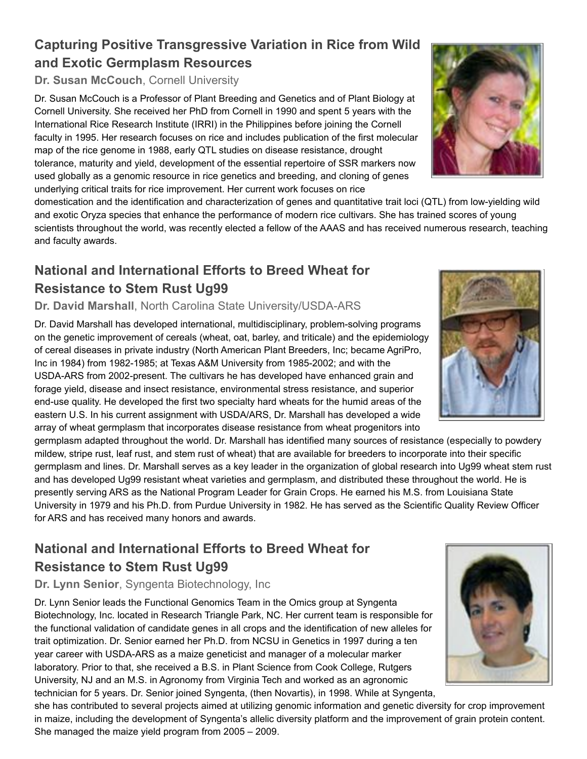## Capturing Positive Transgressive Variation in Rice from Wild and Exotic Germplasm Resources

**Dr. Susan McCouch**, Cornell University

Dr. Susan McCouch is a Professor of Plant Breeding and Genetics and of Plant Biology at Cornell University. She received her PhD from Cornell in 1990 and spent 5 years with the International Rice Research Institute (IRRI) in the Philippines before joining the Cornell faculty in 1995. Her research focuses on rice and includes publication of the first molecular map of the rice genome in 1988, early QTL studies on disease resistance, drought tolerance, maturity and yield, development of the essential repertoire of SSR markers now used globally as a genomic resource in rice genetics and breeding, and cloning of genes underlying critical traits for rice improvement. Her current work focuses on rice domestication and the identification and characterization of genes and quantitative trait loci (QTL) from low-yielding wild and exotic Oryza species that enhance the performance of modern rice cultivars. She has trained scores of young scientists throughout the world, was recently elected a fellow of the AAAS and has received numerous research, teaching and faculty awards.

## National and International Efforts to Breed Wheat for Resistance to Stem Rust Ug99

**Dr. David Marshall**, North Carolina State University/USDA-ARS

Dr. David Marshall has developed international, multidisciplinary, problem-solving programs on the genetic improvement of cereals (wheat, oat, barley, and triticale) and the epidemiology of cereal diseases in private industry (North American Plant Breeders, Inc; became AgriPro, Inc in 1984) from 1982-1985; at Texas A&M University from 1985-2002; and with the USDA-ARS from 2002-present. The cultivars he has developed have enhanced grain and forage yield, disease and insect resistance, environmental stress resistance, and superior end-use quality. He developed the first two specialty hard wheats for the humid areas of the eastern U.S. In his current assignment with USDA/ARS, Dr. Marshall has developed a wide array of wheat germplasm that incorporates disease resistance from wheat progenitors into germplasm adapted throughout the world. Dr. Marshall has identified many sources of resistance (especially to powdery mildew, stripe rust, leaf rust, and stem rust of wheat) that are available for breeders to incorporate into their specific germplasm and lines. Dr. Marshall serves as a key leader in the organization of global research into Ug99 wheat stem rust and has developed Ug99 resistant wheat varieties and germplasm, and distributed these throughout the world. He is presently serving ARS as the National Program Leader for Grain Crops. He earned his M.S. from Louisiana State University in 1979 and his Ph.D. from Purdue University in 1982. He has served as the Scientific Quality Review Officer for ARS and has received many honors and awards.

## National and International Efforts to Breed Wheat for Resistance to Stem Rust Ug99

**Dr. Lynn Senior**, Syngenta Biotechnology, Inc

Dr. Lynn Senior leads the Functional Genomics Team in the Omics group at Syngenta Biotechnology, Inc. located in Research Triangle Park, NC. Her current team is responsible for the functional validation of candidate genes in all crops and the identification of new alleles for trait optimization. Dr. Senior earned her Ph.D. from NCSU in Genetics in 1997 during a ten year career with USDA-ARS as a maize geneticist and manager of a molecular marker laboratory. Prior to that, she received a B.S. in Plant Science from Cook College, Rutgers University, NJ and an M.S. in Agronomy from Virginia Tech and worked as an agronomic technician for 5 years. Dr. Senior joined Syngenta, (then Novartis), in 1998. While at Syngenta, she has contributed to several projects aimed at utilizing genomic information and genetic diversity for crop improvement in maize, including the development of Syngenta's allelic diversity platform and the improvement of grain protein content. She managed the maize yield program from 2005 – 2009.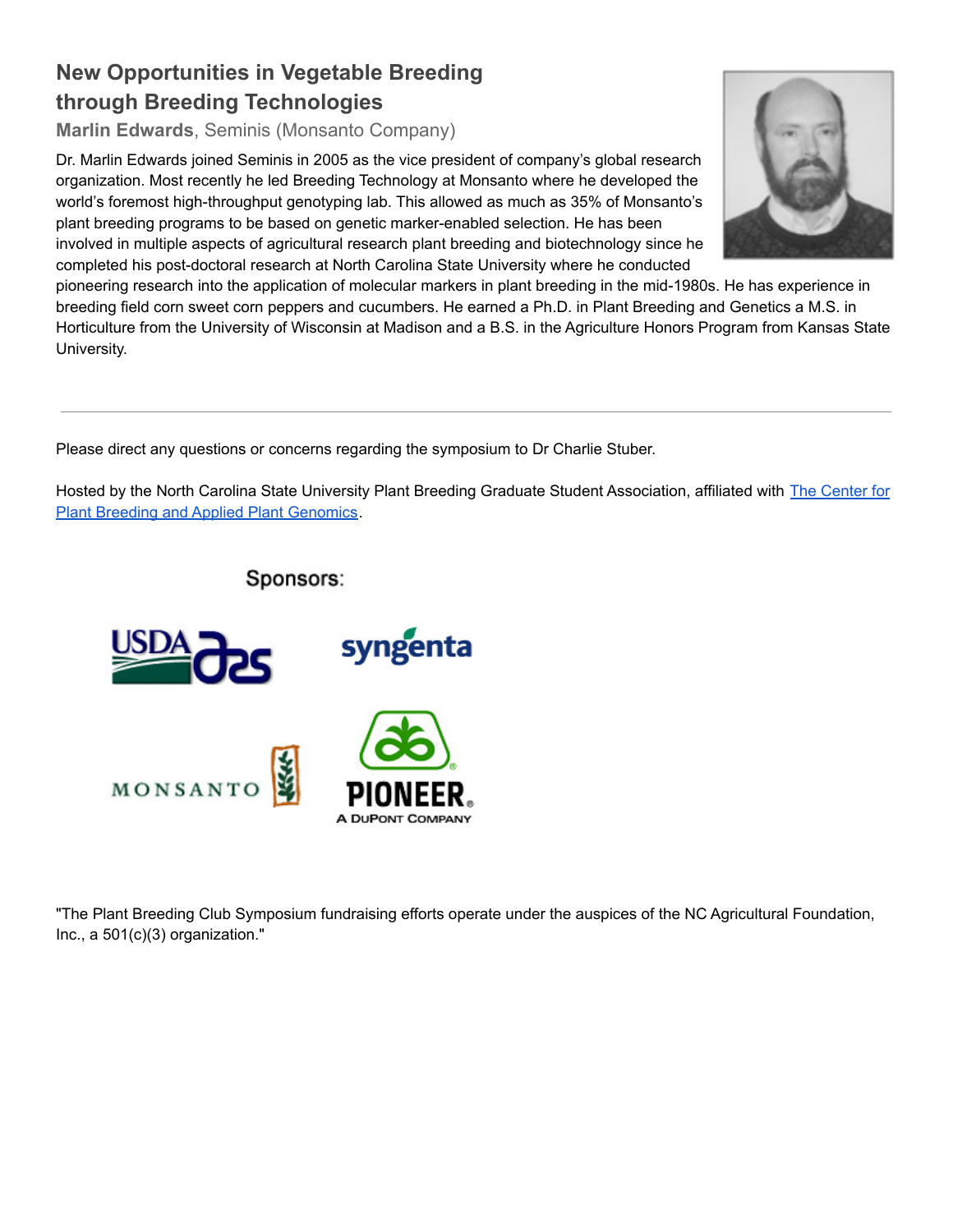## New Opportunities in Vegetable Breeding through Breeding Technologies

**Marlin Edwards**, Seinis (Monsanto Company)

Dr. Marlin Edwards joined Seminis in 2005 as the vice president of company's global research organization. Most recently he led Breeding Technology at Monsanto where he developed the world's foremost high-throughput genotyping lab. This allowed as much as 35% of Monsanto's plant breeding programs to be based on genetic marker-enabled selection. He has been involved in multiple aspects of agricultural research plant breeding and biotechnology since he completed his post-doctoral research at North Carolina State University where he conducted pioneering research into the application of molecular markers in plant breeding in the mid-1980s. He has experience in breeding field corn sweet corn peppers and cucumbers. He earned a Ph.D. in Plant Breeding and Genetics a M.S. in Horticulture from the University of Wisconsin at Madison and a B.S. in the Agriculture Honors Program from Kansas State University.

---

Please direct any questions or concerns regarding the symposium to Dr Charlie Stuber.

Hosted by the North Carolina State University Plant Breeding Graduate Student Association, affiliated with The Center for Plant Breeding and Applied Plant Genomics.

Sponsors:

USDA ARS

syngenta

MONSANTO

PIONEER
A DUPONT COMPANY

"The Plant Breeding Club Symposium fundraising efforts operate under the auspices of the NC Agricultural Foundation, Inc., a 501(c)(3) organization."